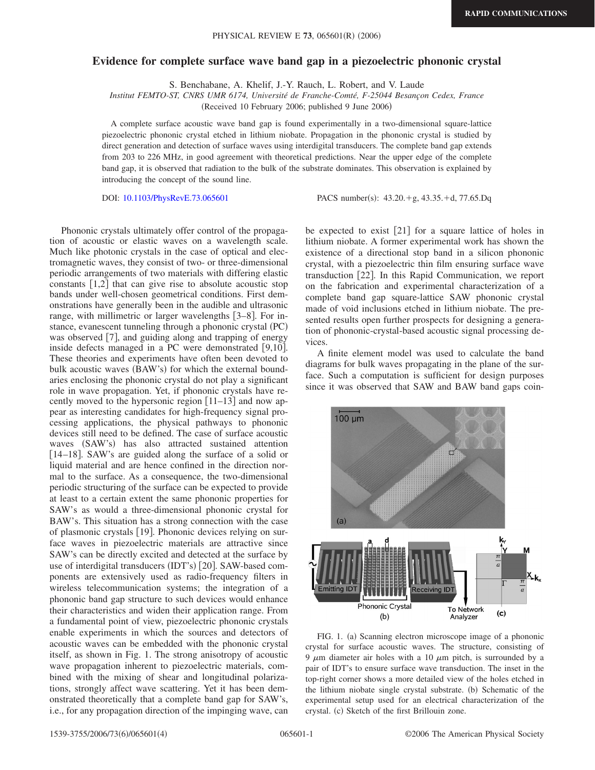# Evidence for complete surface wave band gap in a piezoelectric phononic crystal

S. Benchabane, A. Khelif, J.-Y. Rauch, L. Robert, and V. Laude

*Institut FEMTO-ST, CNRS UMR 6174, Université de Franche-Comté, F-25044 Besançon Cedex, France*

(Received 10 February 2006; published 9 June 2006)

A complete surface acoustic wave band gap is found experimentally in a two-dimensional square-lattice piezoelectric phononic crystal etched in lithium niobate. Propagation in the phononic crystal is studied by direct generation and detection of surface waves using interdigital transducers. The complete band gap extends from 203 to 226 MHz, in good agreement with theoretical predictions. Near the upper edge of the complete band gap, it is observed that radiation to the bulk of the substrate dominates. This observation is explained by introducing the concept of the sound line.

DOI: 10.1103/PhysRevE.73.065601 PACS number(s): 43.20.+g, 43.35.+d, 77.65.Dq

Phononic crystals ultimately offer control of the propagation of acoustic or elastic waves on a wavelength scale. Much like photonic crystals in the case of optical and electromagnetic waves, they consist of two- or three-dimensional periodic arrangements of two materials with differing elastic constants [1,2] that can give rise to absolute acoustic stop bands under well-chosen geometrical conditions. First demonstrations have generally been in the audible and ultrasonic range, with millimetric or larger wavelengths [3–8]. For instance, evanescent tunneling through a phononic crystal (PC) was observed [7], and guiding along and trapping of energy inside defects managed in a PC were demonstrated [9,10]. These theories and experiments have often been devoted to bulk acoustic waves (BAW's) for which the external boundaries enclosing the phononic crystal do not play a significant role in wave propagation. Yet, if phononic crystals have recently moved to the hypersonic region [11–13] and now appear as interesting candidates for high-frequency signal processing applications, the physical pathways to phononic devices still need to be defined. The case of surface acoustic waves (SAW's) has also attracted sustained attention [14–18]. SAW's are guided along the surface of a solid or liquid material and are hence confined in the direction normal to the surface. As a consequence, the two-dimensional periodic structuring of the surface can be expected to provide at least to a certain extent the same phononic properties for SAW's as would a three-dimensional phononic crystal for BAW's. This situation has a strong connection with the case of plasmonic crystals [19]. Phononic devices relying on surface waves in piezoelectric materials are attractive since SAW's can be directly excited and detected at the surface by use of interdigital transducers (IDT's) [20]. SAW-based components are extensively used as radio-frequency filters in wireless telecommunication systems; the integration of a phononic band gap structure to such devices would enhance their characteristics and widen their application range. From a fundamental point of view, piezoelectric phononic crystals enable experiments in which the sources and detectors of acoustic waves can be embedded with the phononic crystal itself, as shown in Fig. 1. The strong anisotropy of acoustic wave propagation inherent to piezoelectric materials, combined with the mixing of shear and longitudinal polarizations, strongly affect wave scattering. Yet it has been demonstrated theoretically that a complete band gap for SAW's, i.e., for any propagation direction of the impinging wave, can be expected to exist [21] for a square lattice of holes in lithium niobate. A former experimental work has shown the existence of a directional stop band in a silicon phononic crystal, with a piezoelectric thin film ensuring surface wave transduction [22]. In this Rapid Communication, we report on the fabrication and experimental characterization of a complete band gap square-lattice SAW phononic crystal made of void inclusions etched in lithium niobate. The presented results open further prospects for designing a generation of phononic-crystal-based acoustic signal processing devices.

A finite element model was used to calculate the band diagrams for bulk waves propagating in the plane of the surface. Such a computation is sufficient for design purposes since it was observed that SAW and BAW band gaps coin-

FIG. 1. (a) Scanning electron microscope image of a phononic crystal for surface acoustic waves. The structure, consisting of 9 $\mu$m diameter air holes with a 10 $\mu$m pitch, is surrounded by a pair of IDT's to ensure surface wave transduction. The inset in the top-right corner shows a more detailed view of the holes etched in the lithium niobate single crystal substrate. (b) Schematic of the experimental setup used for an electrical characterization of the crystal. (c) Sketch of the first Brillouin zone.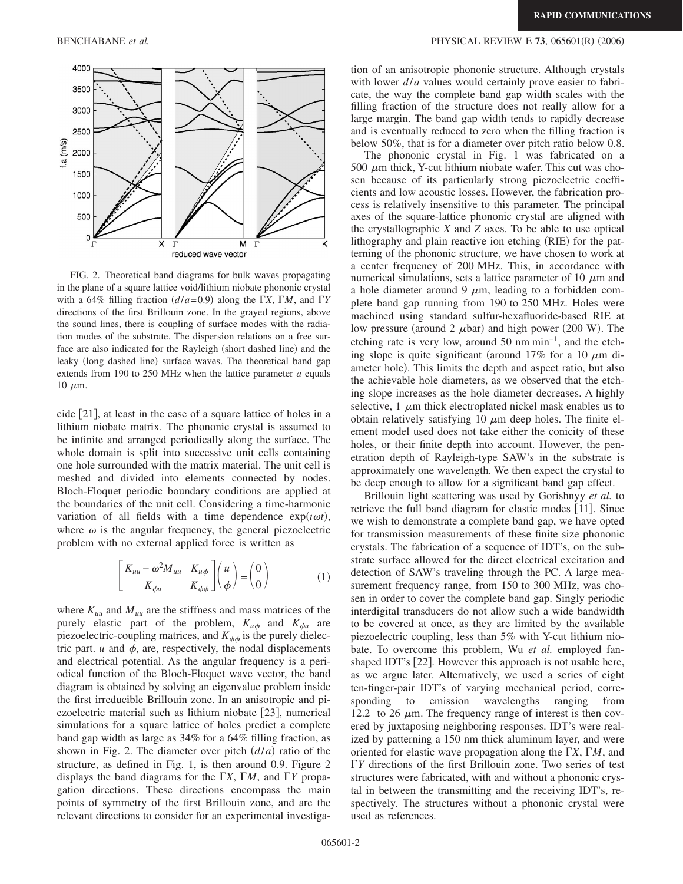FIG. 2. Theoretical band diagrams for bulk waves propagating in the plane of a square lattice void/lithium niobate phononic crystal with a 64% filling fraction ($d/a=0.9$) along the $\Gamma X$, $\Gamma M$, and $\Gamma Y$ directions of the first Brillouin zone. In the grayed regions, above the sound lines, there is coupling of surface modes with the radiation modes of the substrate. The dispersion relations on a free surface are also indicated for the Rayleigh (short dashed line) and the leaky (long dashed line) surface waves. The theoretical band gap extends from 190 to 250 MHz when the lattice parameter $a$ equals 10 $\mu$m.

cide [21], at least in the case of a square lattice of holes in a lithium niobate matrix. The phononic crystal is assumed to be infinite and arranged periodically along the surface. The whole domain is split into successive unit cells containing one hole surrounded with the matrix material. The unit cell is meshed and divided into elements connected by nodes. Bloch-Floquet periodic boundary conditions are applied at the boundaries of the unit cell. Considering a time-harmonic variation of all fields with a time dependence $\exp(\iota\omega t)$, where $\omega$ is the angular frequency, the general piezoelectric problem with no external applied force is written as

$$\begin{bmatrix} K_{uu}-\omega^2 M_{uu} & K_{u\phi} \\ K_{\phi u} & K_{\phi\phi} \end{bmatrix} \begin{pmatrix} u \\ \phi \end{pmatrix} = \begin{pmatrix} 0 \\ 0 \end{pmatrix} \tag{1}$$

where $K_{uu}$ and $M_{uu}$ are the stiffness and mass matrices of the purely elastic part of the problem, $K_{u\phi}$ and $K_{\phi u}$ are piezoelectric-coupling matrices, and $K_{\phi\phi}$ is the purely dielectric part. $u$ and $\phi$, are, respectively, the nodal displacements and electrical potential. As the angular frequency is a periodical function of the Bloch-Floquet wave vector, the band diagram is obtained by solving an eigenvalue problem inside the first irreducible Brillouin zone. In an anisotropic and piezoelectric material such as lithium niobate [23], numerical simulations for a square lattice of holes predict a complete band gap width as large as 34% for a 64% filling fraction, as shown in Fig. 2. The diameter over pitch $(d/a)$ ratio of the structure, as defined in Fig. 1, is then around 0.9. Figure 2 displays the band diagrams for the $\Gamma X$, $\Gamma M$, and $\Gamma Y$ propagation directions. These directions encompass the main points of symmetry of the first Brillouin zone, and are the relevant directions to consider for an experimental investigation of an anisotropic phononic structure. Although crystals with lower $d/a$ values would certainly prove easier to fabricate, the way the complete band gap width scales with the filling fraction of the structure does not really allow for a large margin. The band gap width tends to rapidly decrease and is eventually reduced to zero when the filling fraction is below 50%, that is for a diameter over pitch ratio below 0.8.

The phononic crystal in Fig. 1 was fabricated on a 500 $\mu$m thick, Y-cut lithium niobate wafer. This cut was chosen because of its particularly strong piezoelectric coefficients and low acoustic losses. However, the fabrication process is relatively insensitive to this parameter. The principal axes of the square-lattice phononic crystal are aligned with the crystallographic $X$ and $Z$ axes. To be able to use optical lithography and plain reactive ion etching (RIE) for the patterning of the phononic structure, we have chosen to work at a center frequency of 200 MHz. This, in accordance with numerical simulations, sets a lattice parameter of 10 $\mu$m and a hole diameter around 9 $\mu$m, leading to a forbidden complete band gap running from 190 to 250 MHz. Holes were machined using standard sulfur-hexafluoride-based RIE at low pressure (around 2 $\mu$bar) and high power (200 W). The etching rate is very low, around 50 nm min$^{-1}$, and the etching slope is quite significant (around 17% for a 10 $\mu$m diameter hole). This limits the depth and aspect ratio, but also the achievable hole diameters, as we observed that the etching slope increases as the hole diameter decreases. A highly selective, 1 $\mu$m thick electroplated nickel mask enables us to obtain relatively satisfying 10 $\mu$m deep holes. The finite element model used does not take either the conicity of these holes, or their finite depth into account. However, the penetration depth of Rayleigh-type SAW's in the substrate is approximately one wavelength. We then expect the crystal to be deep enough to allow for a significant band gap effect.

Brillouin light scattering was used by Gorishnyy *et al.* to retrieve the full band diagram for elastic modes [11]. Since we wish to demonstrate a complete band gap, we have opted for transmission measurements of these finite size phononic crystals. The fabrication of a sequence of IDT's, on the substrate surface allowed for the direct electrical excitation and detection of SAW's traveling through the PC. A large measurement frequency range, from 150 to 300 MHz, was chosen in order to cover the complete band gap. Singly periodic interdigital transducers do not allow such a wide bandwidth to be covered at once, as they are limited by the available piezoelectric coupling, less than 5% with Y-cut lithium niobate. To overcome this problem, Wu *et al.* employed fan-shaped IDT's [22]. However this approach is not usable here, as we argue later. Alternatively, we used a series of eight ten-finger-pair IDT's of varying mechanical period, corresponding to emission wavelengths ranging from 12.2 to 26 $\mu$m. The frequency range of interest is then covered by juxtaposing neighboring responses. IDT's were realized by patterning a 150 nm thick aluminum layer, and were oriented for elastic wave propagation along the $\Gamma X$, $\Gamma M$, and $\Gamma Y$ directions of the first Brillouin zone. Two series of test structures were fabricated, with and without a phononic crystal in between the transmitting and the receiving IDT's, respectively. The structures without a phononic crystal were used as references.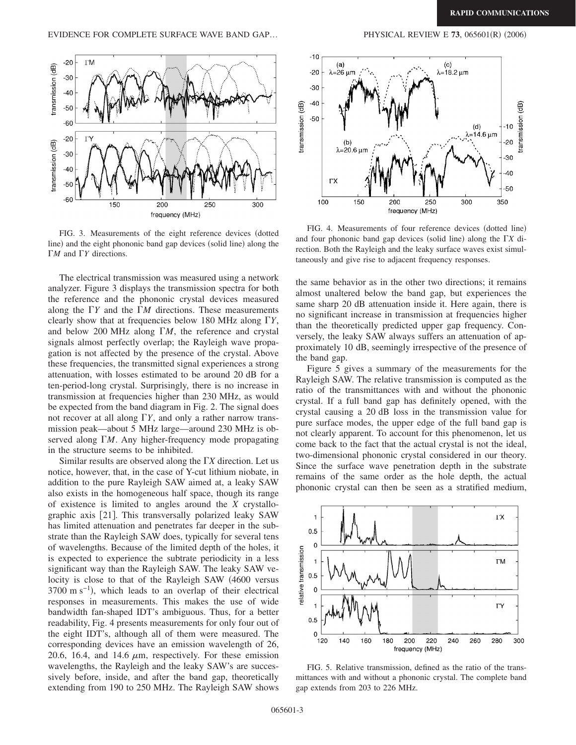FIG. 3. Measurements of the eight reference devices (dotted line) and the eight phononic band gap devices (solid line) along the $\Gamma M$ and $\Gamma Y$ directions.

The electrical transmission was measured using a network analyzer. Figure 3 displays the transmission spectra for both the reference and the phononic crystal devices measured along the $\Gamma Y$ and the $\Gamma M$ directions. These measurements clearly show that at frequencies below 180 MHz along $\Gamma Y$, and below 200 MHz along $\Gamma M$, the reference and crystal signals almost perfectly overlap; the Rayleigh wave propagation is not affected by the presence of the crystal. Above these frequencies, the transmitted signal experiences a strong attenuation, with losses estimated to be around 20 dB for a ten-period-long crystal. Surprisingly, there is no increase in transmission at frequencies higher than 230 MHz, as would be expected from the band diagram in Fig. 2. The signal does not recover at all along $\Gamma Y$, and only a rather narrow transmission peak—about 5 MHz large—around 230 MHz is observed along $\Gamma M$. Any higher-frequency mode propagating in the structure seems to be inhibited.

Similar results are observed along the $\Gamma X$ direction. Let us notice, however, that, in the case of Y-cut lithium niobate, in addition to the pure Rayleigh SAW aimed at, a leaky SAW also exists in the homogeneous half space, though its range of existence is limited to angles around the *X* crystallographic axis [21]. This transversally polarized leaky SAW has limited attenuation and penetrates far deeper in the substrate than the Rayleigh SAW does, typically for several tens of wavelengths. Because of the limited depth of the holes, it is expected to experience the subtrate periodicity in a less significant way than the Rayleigh SAW. The leaky SAW velocity is close to that of the Rayleigh SAW (4600 versus 3700 m $s^{-1}$), which leads to an overlap of their electrical responses in measurements. This makes the use of wide bandwidth fan-shaped IDT's ambiguous. Thus, for a better readability, Fig. 4 presents measurements for only four out of the eight IDT's, although all of them were measured. The corresponding devices have an emission wavelength of 26, 20.6, 16.4, and 14.6 $\mu$m, respectively. For these emission wavelengths, the Rayleigh and the leaky SAW's are successively before, inside, and after the band gap, theoretically extending from 190 to 250 MHz. The Rayleigh SAW shows the same behavior as in the other two directions; it remains almost unaltered below the band gap, but experiences the same sharp 20 dB attenuation inside it. Here again, there is no significant increase in transmission at frequencies higher than the theoretically predicted upper gap frequency. Conversely, the leaky SAW always suffers an attenuation of approximately 10 dB, seemingly irrespective of the presence of the band gap.

FIG. 4. Measurements of four reference devices (dotted line) and four phononic band gap devices (solid line) along the $\Gamma X$ direction. Both the Rayleigh and the leaky surface waves exist simultaneously and give rise to adjacent frequency responses.

Figure 5 gives a summary of the measurements for the Rayleigh SAW. The relative transmission is computed as the ratio of the transmittances with and without the phononic crystal. If a full band gap has definitely opened, with the crystal causing a 20 dB loss in the transmission value for pure surface modes, the upper edge of the full band gap is not clearly apparent. To account for this phenomenon, let us come back to the fact that the actual crystal is not the ideal, two-dimensional phononic crystal considered in our theory. Since the surface wave penetration depth in the substrate remains of the same order as the hole depth, the actual phononic crystal can then be seen as a stratified medium,

FIG. 5. Relative transmission, defined as the ratio of the transmittances with and without a phononic crystal. The complete band gap extends from 203 to 226 MHz.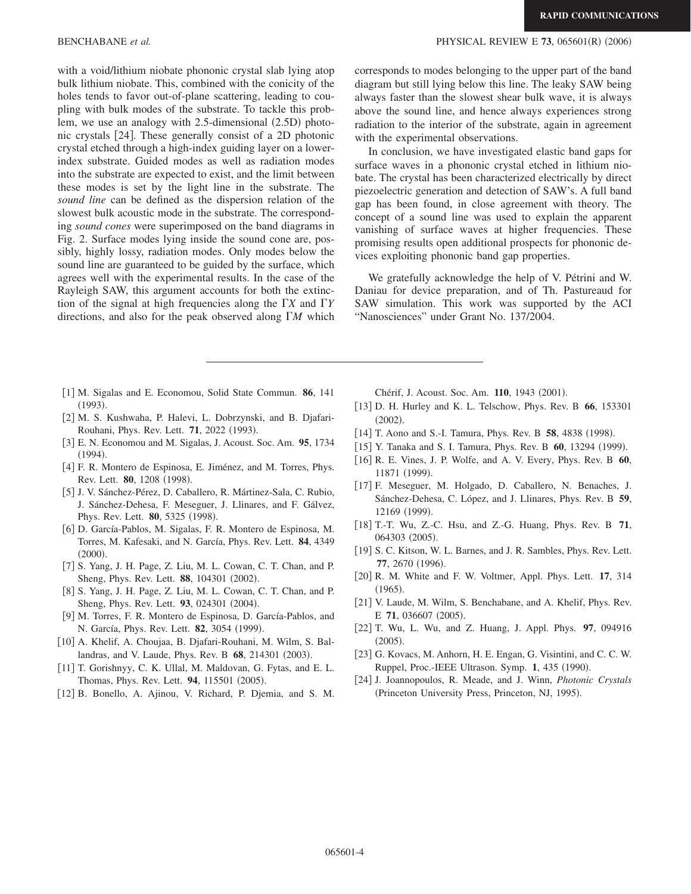with a void/lithium niobate phononic crystal slab lying atop bulk lithium niobate. This, combined with the conicity of the holes tends to favor out-of-plane scattering, leading to coupling with bulk modes of the substrate. To tackle this problem, we use an analogy with 2.5-dimensional (2.5D) photonic crystals [24]. These generally consist of a 2D photonic crystal etched through a high-index guiding layer on a lower-index substrate. Guided modes as well as radiation modes into the substrate are expected to exist, and the limit between these modes is set by the light line in the substrate. The *sound line* can be defined as the dispersion relation of the slowest bulk acoustic mode in the substrate. The corresponding *sound cones* were superimposed on the band diagrams in Fig. 2. Surface modes lying inside the sound cone are, possibly, highly lossy, radiation modes. Only modes below the sound line are guaranteed to be guided by the surface, which agrees well with the experimental results. In the case of the Rayleigh SAW, this argument accounts for both the extinction of the signal at high frequencies along the $\Gamma X$ and $\Gamma Y$ directions, and also for the peak observed along $\Gamma M$ which corresponds to modes belonging to the upper part of the band diagram but still lying below this line. The leaky SAW being always faster than the slowest shear bulk wave, it is always above the sound line, and hence always experiences strong radiation to the interior of the substrate, again in agreement with the experimental observations.

In conclusion, we have investigated elastic band gaps for surface waves in a phononic crystal etched in lithium niobate. The crystal has been characterized electrically by direct piezoelectric generation and detection of SAW's. A full band gap has been found, in close agreement with theory. The concept of a sound line was used to explain the apparent vanishing of surface waves at higher frequencies. These promising results open additional prospects for phononic devices exploiting phononic band gap properties.

We gratefully acknowledge the help of V. Pétrini and W. Daniau for device preparation, and of Th. Pastureaud for SAW simulation. This work was supported by the ACI "Nanosciences" under Grant No. 137/2004.

---

[1] M. Sigalas and E. Economou, Solid State Commun. **86**, 141 (1993).

[2] M. S. Kushwaha, P. Halevi, L. Dobrzynski, and B. Djafari-Rouhani, Phys. Rev. Lett. **71**, 2022 (1993).

[3] E. N. Economou and M. Sigalas, J. Acoust. Soc. Am. **95**, 1734 (1994).

[4] F. R. Montero de Espinosa, E. Jiménez, and M. Torres, Phys. Rev. Lett. **80**, 1208 (1998).

[5] J. V. Sánchez-Pérez, D. Caballero, R. Mártinez-Sala, C. Rubio, J. Sánchez-Dehesa, F. Meseguer, J. Llinares, and F. Gálvez, Phys. Rev. Lett. **80**, 5325 (1998).

[6] D. García-Pablos, M. Sigalas, F. R. Montero de Espinosa, M. Torres, M. Kafesaki, and N. García, Phys. Rev. Lett. **84**, 4349 (2000).

[7] S. Yang, J. H. Page, Z. Liu, M. L. Cowan, C. T. Chan, and P. Sheng, Phys. Rev. Lett. **88**, 104301 (2002).

[8] S. Yang, J. H. Page, Z. Liu, M. L. Cowan, C. T. Chan, and P. Sheng, Phys. Rev. Lett. **93**, 024301 (2004).

[9] M. Torres, F. R. Montero de Espinosa, D. García-Pablos, and N. García, Phys. Rev. Lett. **82**, 3054 (1999).

[10] A. Khelif, A. Choujaa, B. Djafari-Rouhani, M. Wilm, S. Ballandras, and V. Laude, Phys. Rev. B **68**, 214301 (2003).

[11] T. Gorishnyy, C. K. Ullal, M. Maldovan, G. Fytas, and E. L. Thomas, Phys. Rev. Lett. **94**, 115501 (2005).

[12] B. Bonello, A. Ajinou, V. Richard, P. Djemia, and S. M. Chérif, J. Acoust. Soc. Am. **110**, 1943 (2001).

[13] D. H. Hurley and K. L. Telschow, Phys. Rev. B **66**, 153301 (2002).

[14] T. Aono and S.-I. Tamura, Phys. Rev. B **58**, 4838 (1998).

[15] Y. Tanaka and S. I. Tamura, Phys. Rev. B **60**, 13294 (1999).

[16] R. E. Vines, J. P. Wolfe, and A. V. Every, Phys. Rev. B **60**, 11871 (1999).

[17] F. Meseguer, M. Holgado, D. Caballero, N. Benaches, J. Sánchez-Dehesa, C. López, and J. Llinares, Phys. Rev. B **59**, 12169 (1999).

[18] T.-T. Wu, Z.-C. Hsu, and Z.-G. Huang, Phys. Rev. B **71**, 064303 (2005).

[19] S. C. Kitson, W. L. Barnes, and J. R. Sambles, Phys. Rev. Lett. **77**, 2670 (1996).

[20] R. M. White and F. W. Voltmer, Appl. Phys. Lett. **17**, 314 (1965).

[21] V. Laude, M. Wilm, S. Benchabane, and A. Khelif, Phys. Rev. E **71**, 036607 (2005).

[22] T. Wu, L. Wu, and Z. Huang, J. Appl. Phys. **97**, 094916 (2005).

[23] G. Kovacs, M. Anhorn, H. E. Engan, G. Visintini, and C. C. W. Ruppel, Proc.-IEEE Ultrason. Symp. **1**, 435 (1990).

[24] J. Joannopoulos, R. Meade, and J. Winn, *Photonic Crystals* (Princeton University Press, Princeton, NJ, 1995).